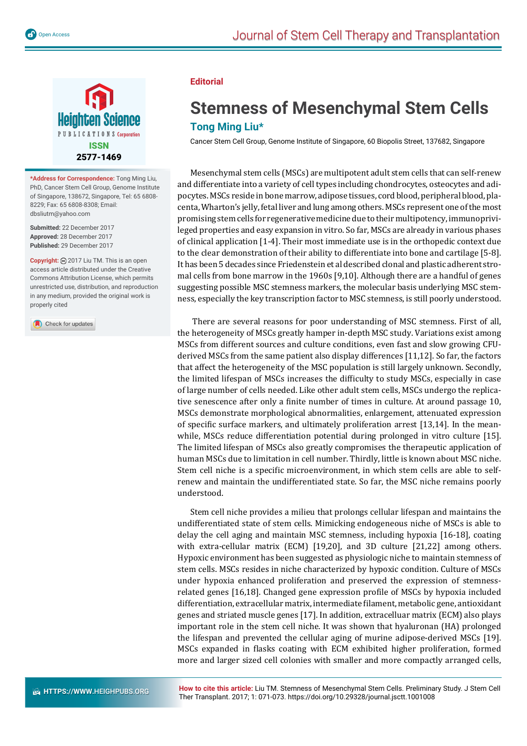Editorial

# Stemness of Mesenchymal Stem Cells

## Tong Ming Liu*

Cancer Stem Cell Group, Genome Institute of Singapore, 60 Biopolis Street, 137682, Singapore

**\*Address for Correspondence:** Tong Ming Liu, PhD, Cancer Stem Cell Group, Genome Institute of Singapore, 138672, Singapore, Tel: 65 6808-8229; Fax: 65 6808-8308; Email: dbsliutm@yahoo.com

**Submitted:** 22 December 2017
**Approved:** 28 December 2017
**Published:** 29 December 2017

**Copyright:** © 2017 Liu TM. This is an open access article distributed under the Creative Commons Attribution License, which permits unrestricted use, distribution, and reproduction in any medium, provided the original work is properly cited

Mesenchymal stem cells (MSCs) are multipotent adult stem cells that can self-renew and differentiate into a variety of cell types including chondrocytes, osteocytes and adipocytes. MSCs reside in bone marrow, adipose tissues, cord blood, peripheral blood, placenta, Wharton's jelly, fetal liver and lung among others. MSCs represent one of the most promising stem cells for regenerative medicine due to their multipotency, immunoprivileged properties and easy expansion in vitro. So far, MSCs are already in various phases of clinical application [1-4]. Their most immediate use is in the orthopedic context due to the clear demonstration of their ability to differentiate into bone and cartilage [5-8]. It has been 5 decades since Friedenstein et al described clonal and plastic adherent stromal cells from bone marrow in the 1960s [9,10]. Although there are a handful of genes suggesting possible MSC stemness markers, the molecular basis underlying MSC stemness, especially the key transcription factor to MSC stemness, is still poorly understood.

There are several reasons for poor understanding of MSC stemness. First of all, the heterogeneity of MSCs greatly hamper in-depth MSC study. Variations exist among MSCs from different sources and culture conditions, even fast and slow growing CFU-derived MSCs from the same patient also display differences [11,12]. So far, the factors that affect the heterogeneity of the MSC population is still largely unknown. Secondly, the limited lifespan of MSCs increases the difficulty to study MSCs, especially in case of large number of cells needed. Like other adult stem cells, MSCs undergo the replicative senescence after only a finite number of times in culture. At around passage 10, MSCs demonstrate morphological abnormalities, enlargement, attenuated expression of specific surface markers, and ultimately proliferation arrest [13,14]. In the meanwhile, MSCs reduce differentiation potential during prolonged in vitro culture [15]. The limited lifespan of MSCs also greatly compromises the therapeutic application of human MSCs due to limitation in cell number. Thirdly, little is known about MSC niche. Stem cell niche is a specific microenvironment, in which stem cells are able to self-renew and maintain the undifferentiated state. So far, the MSC niche remains poorly understood.

Stem cell niche provides a milieu that prolongs cellular lifespan and maintains the undifferentiated state of stem cells. Mimicking endogeneous niche of MSCs is able to delay the cell aging and maintain MSC stemness, including hypoxia [16-18], coating with extra-cellular matrix (ECM) [19,20], and 3D culture [21,22] among others. Hypoxic environment has been suggested as physiologic niche to maintain stemness of stem cells. MSCs resides in niche characterized by hypoxic condition. Culture of MSCs under hypoxia enhanced proliferation and preserved the expression of stemness-related genes [16,18]. Changed gene expression profile of MSCs by hypoxia included differentiation, extracellular matrix, intermediate filament, metabolic gene, antioxidant genes and striated muscle genes [17]. In addition, extracelluar matrix (ECM) also plays important role in the stem cell niche. It was shown that hyaluronan (HA) prolonged the lifespan and prevented the cellular aging of murine adipose-derived MSCs [19]. MSCs expanded in flasks coating with ECM exhibited higher proliferation, formed more and larger sized cell colonies with smaller and more compactly arranged cells,

**How to cite this article:** Liu TM. Stemness of Mesenchymal Stem Cells. Preliminary Study. J Stem Cell Ther Transplant. 2017; 1: 071-073. https://doi.org/10.29328/journal.jsctt.1001008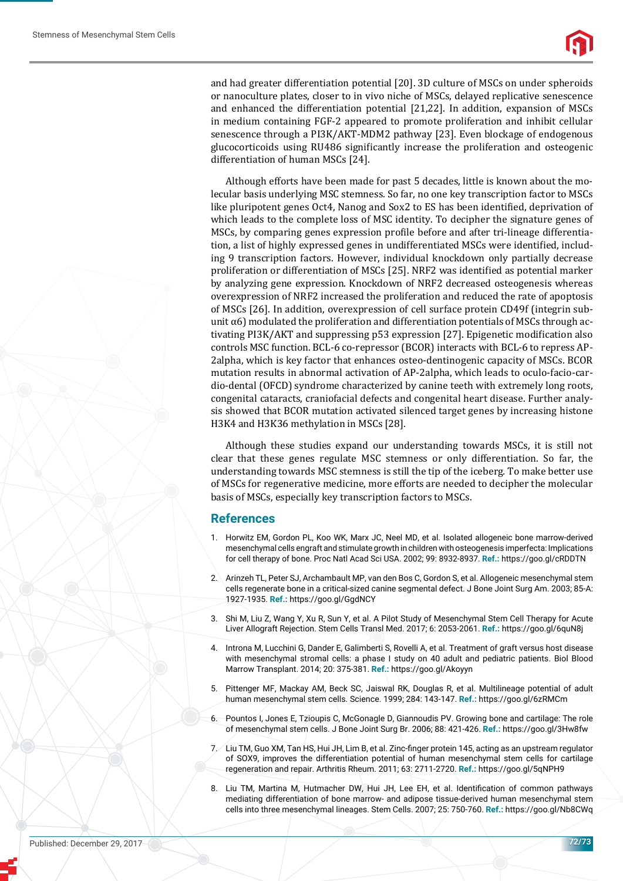and had greater differentiation potential [20]. 3D culture of MSCs on under spheroids or nanoculture plates, closer to in vivo niche of MSCs, delayed replicative senescence and enhanced the differentiation potential [21,22]. In addition, expansion of MSCs in medium containing FGF-2 appeared to promote proliferation and inhibit cellular senescence through a PI3K/AKT-MDM2 pathway [23]. Even blockage of endogenous glucocorticoids using RU486 significantly increase the proliferation and osteogenic differentiation of human MSCs [24].

Although efforts have been made for past 5 decades, little is known about the molecular basis underlying MSC stemness. So far, no one key transcription factor to MSCs like pluripotent genes Oct4, Nanog and Sox2 to ES has been identified, deprivation of which leads to the complete loss of MSC identity. To decipher the signature genes of MSCs, by comparing genes expression profile before and after tri-lineage differentiation, a list of highly expressed genes in undifferentiated MSCs were identified, including 9 transcription factors. However, individual knockdown only partially decrease proliferation or differentiation of MSCs [25]. NRF2 was identified as potential marker by analyzing gene expression. Knockdown of NRF2 decreased osteogenesis whereas overexpression of NRF2 increased the proliferation and reduced the rate of apoptosis of MSCs [26]. In addition, overexpression of cell surface protein CD49f (integrin subunit α6) modulated the proliferation and differentiation potentials of MSCs through activating PI3K/AKT and suppressing p53 expression [27]. Epigenetic modification also controls MSC function. BCL-6 co-repressor (BCOR) interacts with BCL-6 to repress AP-2alpha, which is key factor that enhances osteo-dentinogenic capacity of MSCs. BCOR mutation results in abnormal activation of AP-2alpha, which leads to oculo-facio-cardio-dental (OFCD) syndrome characterized by canine teeth with extremely long roots, congenital cataracts, craniofacial defects and congenital heart disease. Further analysis showed that BCOR mutation activated silenced target genes by increasing histone H3K4 and H3K36 methylation in MSCs [28].

Although these studies expand our understanding towards MSCs, it is still not clear that these genes regulate MSC stemness or only differentiation. So far, the understanding towards MSC stemness is still the tip of the iceberg. To make better use of MSCs for regenerative medicine, more efforts are needed to decipher the molecular basis of MSCs, especially key transcription factors to MSCs.

## References

1. Horwitz EM, Gordon PL, Koo WK, Marx JC, Neel MD, et al. Isolated allogeneic bone marrow-derived mesenchymal cells engraft and stimulate growth in children with osteogenesis imperfecta: Implications for cell therapy of bone. Proc Natl Acad Sci USA. 2002; 99: 8932-8937. **Ref.:** https://goo.gl/cRDDTN

2. Arinzeh TL, Peter SJ, Archambault MP, van den Bos C, Gordon S, et al. Allogeneic mesenchymal stem cells regenerate bone in a critical-sized canine segmental defect. J Bone Joint Surg Am. 2003; 85-A: 1927-1935. **Ref.:** https://goo.gl/GgdNCY

3. Shi M, Liu Z, Wang Y, Xu R, Sun Y, et al. A Pilot Study of Mesenchymal Stem Cell Therapy for Acute Liver Allograft Rejection. Stem Cells Transl Med. 2017; 6: 2053-2061. **Ref.:** https://goo.gl/6quN8j

4. Introna M, Lucchini G, Dander E, Galimberti S, Rovelli A, et al. Treatment of graft versus host disease with mesenchymal stromal cells: a phase I study on 40 adult and pediatric patients. Biol Blood Marrow Transplant. 2014; 20: 375-381. **Ref.:** https://goo.gl/Akoyyn

5. Pittenger MF, Mackay AM, Beck SC, Jaiswal RK, Douglas R, et al. Multilineage potential of adult human mesenchymal stem cells. Science. 1999; 284: 143-147. **Ref.:** https://goo.gl/6zRMCm

6. Pountos I, Jones E, Tzioupis C, McGonagle D, Giannoudis PV. Growing bone and cartilage: The role of mesenchymal stem cells. J Bone Joint Surg Br. 2006; 88: 421-426. **Ref.:** https://goo.gl/3Hw8fw

7. Liu TM, Guo XM, Tan HS, Hui JH, Lim B, et al. Zinc-finger protein 145, acting as an upstream regulator of SOX9, improves the differentiation potential of human mesenchymal stem cells for cartilage regeneration and repair. Arthritis Rheum. 2011; 63: 2711-2720. **Ref.:** https://goo.gl/5qNPH9

8. Liu TM, Martina M, Hutmacher DW, Hui JH, Lee EH, et al. Identification of common pathways mediating differentiation of bone marrow- and adipose tissue-derived human mesenchymal stem cells into three mesenchymal lineages. Stem Cells. 2007; 25: 750-760. **Ref.:** https://goo.gl/Nb8CWq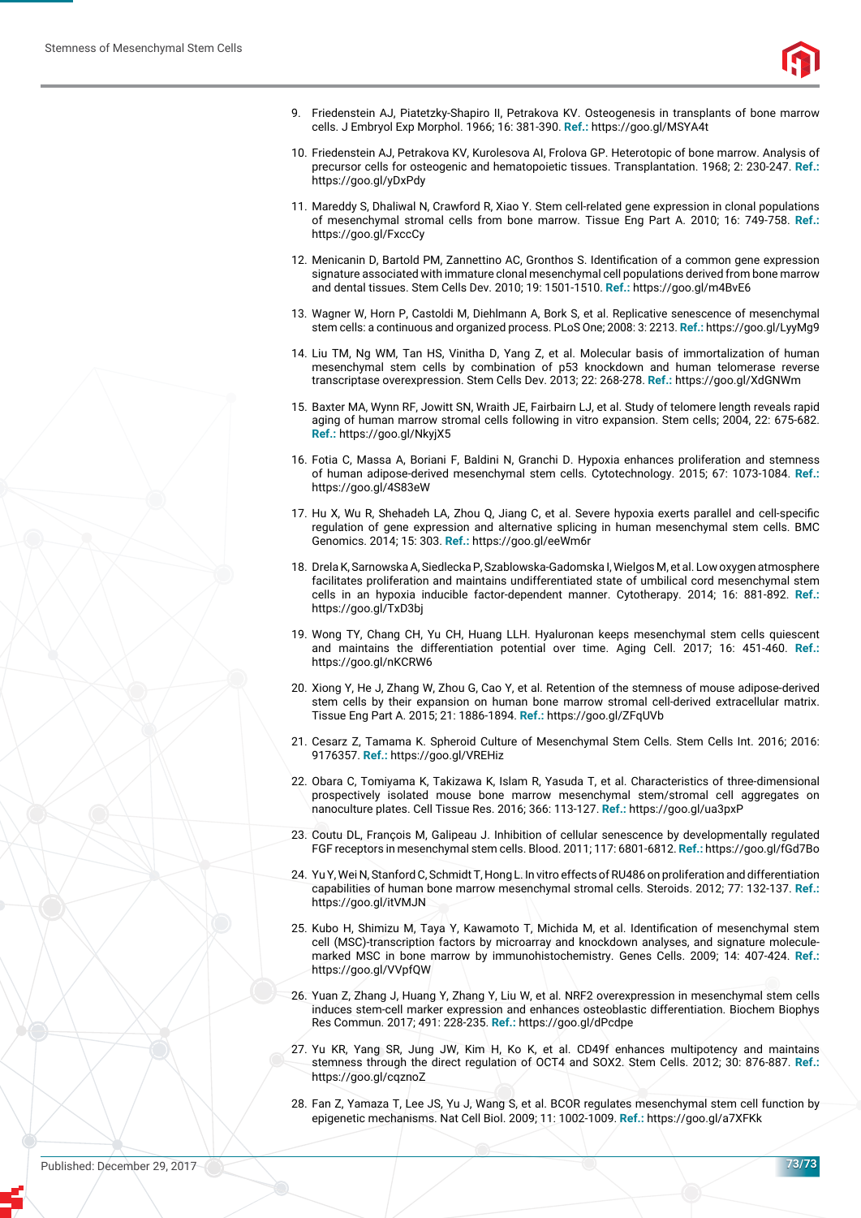9. Friedenstein AJ, Piatetzky-Shapiro II, Petrakova KV. Osteogenesis in transplants of bone marrow cells. J Embryol Exp Morphol. 1966; 16: 381-390. **Ref.:** https://goo.gl/MSYA4t

10. Friedenstein AJ, Petrakova KV, Kurolesova AI, Frolova GP. Heterotopic of bone marrow. Analysis of precursor cells for osteogenic and hematopoietic tissues. Transplantation. 1968; 2: 230-247. **Ref.:** https://goo.gl/yDxPdy

11. Mareddy S, Dhaliwal N, Crawford R, Xiao Y. Stem cell-related gene expression in clonal populations of mesenchymal stromal cells from bone marrow. Tissue Eng Part A. 2010; 16: 749-758. **Ref.:** https://goo.gl/FxccCy

12. Menicanin D, Bartold PM, Zannettino AC, Gronthos S. Identification of a common gene expression signature associated with immature clonal mesenchymal cell populations derived from bone marrow and dental tissues. Stem Cells Dev. 2010; 19: 1501-1510. **Ref.:** https://goo.gl/m4BvE6

13. Wagner W, Horn P, Castoldi M, Diehlmann A, Bork S, et al. Replicative senescence of mesenchymal stem cells: a continuous and organized process. PLoS One; 2008: 3: 2213. **Ref.:** https://goo.gl/LyyMg9

14. Liu TM, Ng WM, Tan HS, Vinitha D, Yang Z, et al. Molecular basis of immortalization of human mesenchymal stem cells by combination of p53 knockdown and human telomerase reverse transcriptase overexpression. Stem Cells Dev. 2013; 22: 268-278. **Ref.:** https://goo.gl/XdGNWm

15. Baxter MA, Wynn RF, Jowitt SN, Wraith JE, Fairbairn LJ, et al. Study of telomere length reveals rapid aging of human marrow stromal cells following in vitro expansion. Stem cells; 2004, 22: 675-682. **Ref.:** https://goo.gl/NkyjX5

16. Fotia C, Massa A, Boriani F, Baldini N, Granchi D. Hypoxia enhances proliferation and stemness of human adipose-derived mesenchymal stem cells. Cytotechnology. 2015; 67: 1073-1084. **Ref.:** https://goo.gl/4S83eW

17. Hu X, Wu R, Shehadeh LA, Zhou Q, Jiang C, et al. Severe hypoxia exerts parallel and cell-specific regulation of gene expression and alternative splicing in human mesenchymal stem cells. BMC Genomics. 2014; 15: 303. **Ref.:** https://goo.gl/eeWm6r

18. Drela K, Sarnowska A, Siedlecka P, Szablowska-Gadomska I, Wielgos M, et al. Low oxygen atmosphere facilitates proliferation and maintains undifferentiated state of umbilical cord mesenchymal stem cells in an hypoxia inducible factor-dependent manner. Cytotherapy. 2014; 16: 881-892. **Ref.:** https://goo.gl/TxD3bj

19. Wong TY, Chang CH, Yu CH, Huang LLH. Hyaluronan keeps mesenchymal stem cells quiescent and maintains the differentiation potential over time. Aging Cell. 2017; 16: 451-460. **Ref.:** https://goo.gl/nKCRW6

20. Xiong Y, He J, Zhang W, Zhou G, Cao Y, et al. Retention of the stemness of mouse adipose-derived stem cells by their expansion on human bone marrow stromal cell-derived extracellular matrix. Tissue Eng Part A. 2015; 21: 1886-1894. **Ref.:** https://goo.gl/ZFqUVb

21. Cesarz Z, Tamama K. Spheroid Culture of Mesenchymal Stem Cells. Stem Cells Int. 2016; 2016: 9176357. **Ref.:** https://goo.gl/VREHiz

22. Obara C, Tomiyama K, Takizawa K, Islam R, Yasuda T, et al. Characteristics of three-dimensional prospectively isolated mouse bone marrow mesenchymal stem/stromal cell aggregates on nanoculture plates. Cell Tissue Res. 2016; 366: 113-127. **Ref.:** https://goo.gl/ua3pxP

23. Coutu DL, François M, Galipeau J. Inhibition of cellular senescence by developmentally regulated FGF receptors in mesenchymal stem cells. Blood. 2011; 117: 6801-6812. **Ref.:** https://goo.gl/fGd7Bo

24. Yu Y, Wei N, Stanford C, Schmidt T, Hong L. In vitro effects of RU486 on proliferation and differentiation capabilities of human bone marrow mesenchymal stromal cells. Steroids. 2012; 77: 132-137. **Ref.:** https://goo.gl/itVMJN

25. Kubo H, Shimizu M, Taya Y, Kawamoto T, Michida M, et al. Identification of mesenchymal stem cell (MSC)-transcription factors by microarray and knockdown analyses, and signature molecule-marked MSC in bone marrow by immunohistochemistry. Genes Cells. 2009; 14: 407-424. **Ref.:** https://goo.gl/VVpfQW

26. Yuan Z, Zhang J, Huang Y, Zhang Y, Liu W, et al. NRF2 overexpression in mesenchymal stem cells induces stem-cell marker expression and enhances osteoblastic differentiation. Biochem Biophys Res Commun. 2017; 491: 228-235. **Ref.:** https://goo.gl/dPcdpe

27. Yu KR, Yang SR, Jung JW, Kim H, Ko K, et al. CD49f enhances multipotency and maintains stemness through the direct regulation of OCT4 and SOX2. Stem Cells. 2012; 30: 876-887. **Ref.:** https://goo.gl/cqznoZ

28. Fan Z, Yamaza T, Lee JS, Yu J, Wang S, et al. BCOR regulates mesenchymal stem cell function by epigenetic mechanisms. Nat Cell Biol. 2009; 11: 1002-1009. **Ref.:** https://goo.gl/a7XFKk